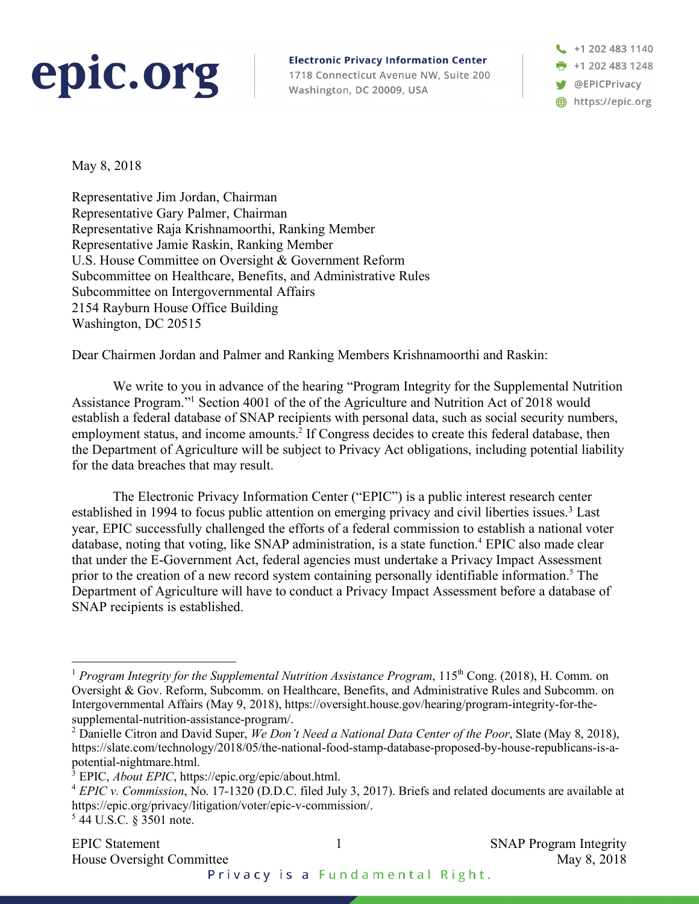**epic.org**

**Electronic Privacy Information Center**
1718 Connecticut Avenue NW, Suite 200
Washington, DC 20009, USA

+1 202 483 1140
+1 202 483 1248
@EPICPrivacy
https://epic.org

May 8, 2018

Representative Jim Jordan, Chairman
Representative Gary Palmer, Chairman
Representative Raja Krishnamoorthi, Ranking Member
Representative Jamie Raskin, Ranking Member
U.S. House Committee on Oversight & Government Reform
Subcommittee on Healthcare, Benefits, and Administrative Rules
Subcommittee on Intergovernmental Affairs
2154 Rayburn House Office Building
Washington, DC 20515

Dear Chairmen Jordan and Palmer and Ranking Members Krishnamoorthi and Raskin:

We write to you in advance of the hearing "Program Integrity for the Supplemental Nutrition Assistance Program."[1] Section 4001 of the of the Agriculture and Nutrition Act of 2018 would establish a federal database of SNAP recipients with personal data, such as social security numbers, employment status, and income amounts.[2] If Congress decides to create this federal database, then the Department of Agriculture will be subject to Privacy Act obligations, including potential liability for the data breaches that may result.

The Electronic Privacy Information Center ("EPIC") is a public interest research center established in 1994 to focus public attention on emerging privacy and civil liberties issues.[3] Last year, EPIC successfully challenged the efforts of a federal commission to establish a national voter database, noting that voting, like SNAP administration, is a state function.[4] EPIC also made clear that under the E-Government Act, federal agencies must undertake a Privacy Impact Assessment prior to the creation of a new record system containing personally identifiable information.[5] The Department of Agriculture will have to conduct a Privacy Impact Assessment before a database of SNAP recipients is established.

---

[1] *Program Integrity for the Supplemental Nutrition Assistance Program*, 115th Cong. (2018), H. Comm. on Oversight & Gov. Reform, Subcomm. on Healthcare, Benefits, and Administrative Rules and Subcomm. on Intergovernmental Affairs (May 9, 2018), https://oversight.house.gov/hearing/program-integrity-for-the-supplemental-nutrition-assistance-program/.

[2] Danielle Citron and David Super, *We Don't Need a National Data Center of the Poor*, Slate (May 8, 2018), https://slate.com/technology/2018/05/the-national-food-stamp-database-proposed-by-house-republicans-is-a-potential-nightmare.html.

[3] EPIC, *About EPIC*, https://epic.org/epic/about.html.

[4] *EPIC v. Commission*, No. 17-1320 (D.D.C. filed July 3, 2017). Briefs and related documents are available at https://epic.org/privacy/litigation/voter/epic-v-commission/.

[5] 44 U.S.C. § 3501 note.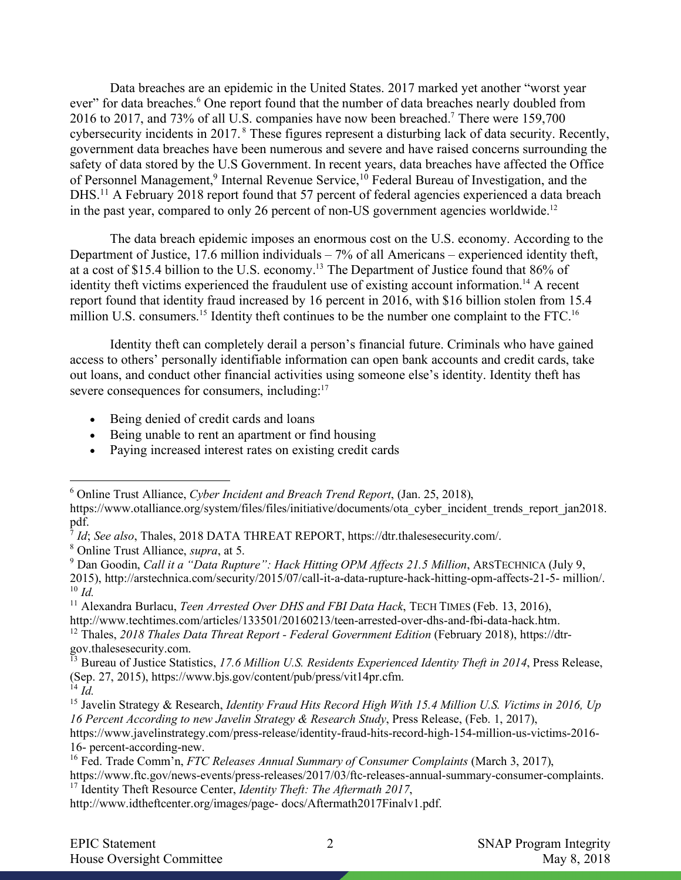Data breaches are an epidemic in the United States. 2017 marked yet another "worst year ever" for data breaches.[6] One report found that the number of data breaches nearly doubled from 2016 to 2017, and 73% of all U.S. companies have now been breached.[7] There were 159,700 cybersecurity incidents in 2017.[8] These figures represent a disturbing lack of data security. Recently, government data breaches have been numerous and severe and have raised concerns surrounding the safety of data stored by the U.S Government. In recent years, data breaches have affected the Office of Personnel Management,[9] Internal Revenue Service,[10] Federal Bureau of Investigation, and the DHS.[11] A February 2018 report found that 57 percent of federal agencies experienced a data breach in the past year, compared to only 26 percent of non-US government agencies worldwide.[12]

The data breach epidemic imposes an enormous cost on the U.S. economy. According to the Department of Justice, 17.6 million individuals – 7% of all Americans – experienced identity theft, at a cost of $15.4 billion to the U.S. economy.[13] The Department of Justice found that 86% of identity theft victims experienced the fraudulent use of existing account information.[14] A recent report found that identity fraud increased by 16 percent in 2016, with $16 billion stolen from 15.4 million U.S. consumers.[15] Identity theft continues to be the number one complaint to the FTC.[16]

Identity theft can completely derail a person's financial future. Criminals who have gained access to others' personally identifiable information can open bank accounts and credit cards, take out loans, and conduct other financial activities using someone else's identity. Identity theft has severe consequences for consumers, including:[17]

- Being denied of credit cards and loans
- Being unable to rent an apartment or find housing
- Paying increased interest rates on existing credit cards

---

[6] Online Trust Alliance, *Cyber Incident and Breach Trend Report*, (Jan. 25, 2018), https://www.otalliance.org/system/files/files/initiative/documents/ota_cyber_incident_trends_report_jan2018.pdf.

[7] *Id*; *See also*, Thales, 2018 DATA THREAT REPORT, https://dtr.thalesesecurity.com/.

[8] Online Trust Alliance, *supra*, at 5.

[9] Dan Goodin, *Call it a "Data Rupture": Hack Hitting OPM Affects 21.5 Million*, ARSTECHNICA (July 9, 2015), http://arstechnica.com/security/2015/07/call-it-a-data-rupture-hack-hitting-opm-affects-21-5- million/.

[10] *Id.*

[11] Alexandra Burlacu, *Teen Arrested Over DHS and FBI Data Hack*, TECH TIMES (Feb. 13, 2016), http://www.techtimes.com/articles/133501/20160213/teen-arrested-over-dhs-and-fbi-data-hack.htm.

[12] Thales, *2018 Thales Data Threat Report - Federal Government Edition* (February 2018), https://dtr-gov.thalesesecurity.com.

[13] Bureau of Justice Statistics, *17.6 Million U.S. Residents Experienced Identity Theft in 2014*, Press Release, (Sep. 27, 2015), https://www.bjs.gov/content/pub/press/vit14pr.cfm.

[14] *Id.*

[15] Javelin Strategy & Research, *Identity Fraud Hits Record High With 15.4 Million U.S. Victims in 2016, Up 16 Percent According to new Javelin Strategy & Research Study*, Press Release, (Feb. 1, 2017), https://www.javelinstrategy.com/press-release/identity-fraud-hits-record-high-154-million-us-victims-2016-16- percent-according-new.

[16] Fed. Trade Comm'n, *FTC Releases Annual Summary of Consumer Complaints* (March 3, 2017), https://www.ftc.gov/news-events/press-releases/2017/03/ftc-releases-annual-summary-consumer-complaints.

[17] Identity Theft Resource Center, *Identity Theft: The Aftermath 2017*, http://www.idtheftcenter.org/images/page- docs/Aftermath2017Finalv1.pdf.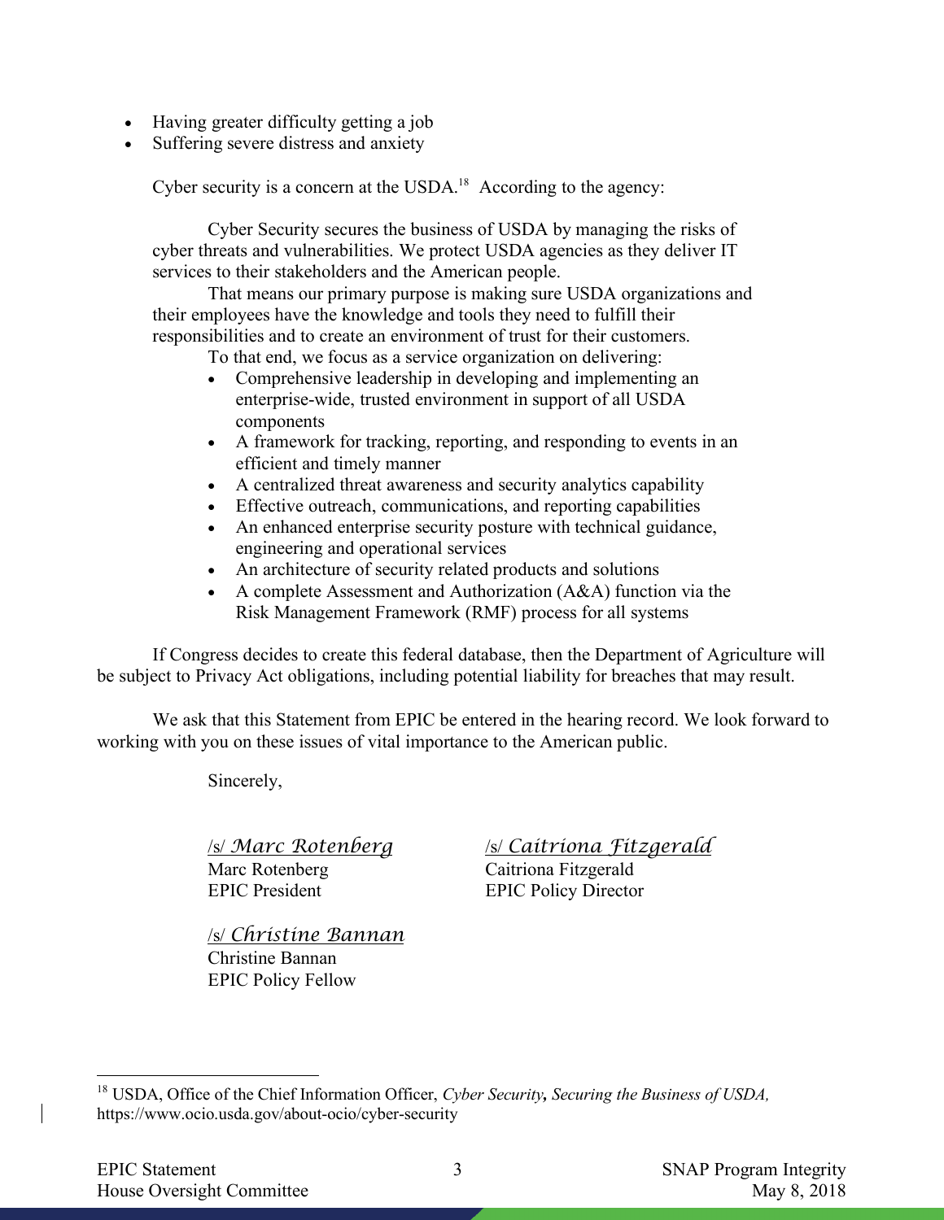- Having greater difficulty getting a job
- Suffering severe distress and anxiety

Cyber security is a concern at the USDA.[18] According to the agency:

> Cyber Security secures the business of USDA by managing the risks of cyber threats and vulnerabilities. We protect USDA agencies as they deliver IT services to their stakeholders and the American people.
>
> That means our primary purpose is making sure USDA organizations and their employees have the knowledge and tools they need to fulfill their responsibilities and to create an environment of trust for their customers.
>
> To that end, we focus as a service organization on delivering:
>
> - Comprehensive leadership in developing and implementing an enterprise-wide, trusted environment in support of all USDA components
> - A framework for tracking, reporting, and responding to events in an efficient and timely manner
> - A centralized threat awareness and security analytics capability
> - Effective outreach, communications, and reporting capabilities
> - An enhanced enterprise security posture with technical guidance, engineering and operational services
> - An architecture of security related products and solutions
> - A complete Assessment and Authorization (A&A) function via the Risk Management Framework (RMF) process for all systems

If Congress decides to create this federal database, then the Department of Agriculture will be subject to Privacy Act obligations, including potential liability for breaches that may result.

We ask that this Statement from EPIC be entered in the hearing record. We look forward to working with you on these issues of vital importance to the American public.

Sincerely,

/s/ *Marc Rotenberg*
Marc Rotenberg
EPIC President

/s/ *Caitriona Fitzgerald*
Caitriona Fitzgerald
EPIC Policy Director

/s/ *Christine Bannan*
Christine Bannan
EPIC Policy Fellow

---

[18] USDA, Office of the Chief Information Officer, *Cyber Security, Securing the Business of USDA,* https://www.ocio.usda.gov/about-ocio/cyber-security